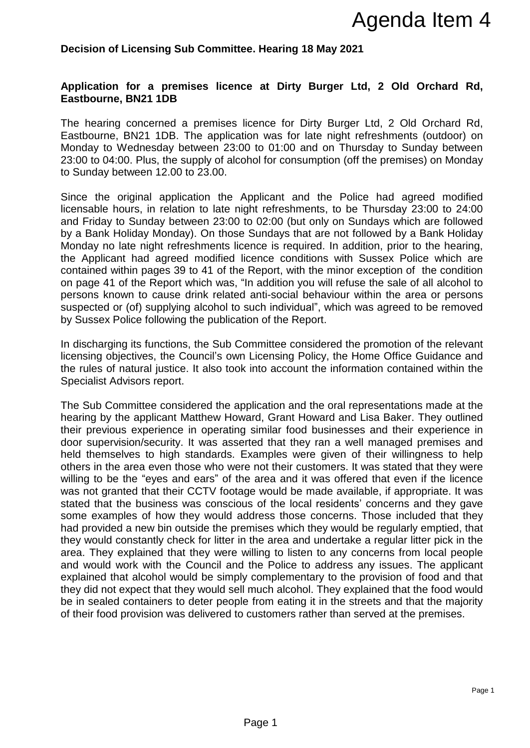# Agenda Item 4

**Decision of Licensing Sub Committee. Hearing 18 May 2021**

**Application for a premises licence at Dirty Burger Ltd, 2 Old Orchard Rd, Eastbourne, BN21 1DB**

The hearing concerned a premises licence for Dirty Burger Ltd, 2 Old Orchard Rd, Eastbourne, BN21 1DB. The application was for late night refreshments (outdoor) on Monday to Wednesday between 23:00 to 01:00 and on Thursday to Sunday between 23:00 to 04:00. Plus, the supply of alcohol for consumption (off the premises) on Monday to Sunday between 12.00 to 23.00.

Since the original application the Applicant and the Police had agreed modified licensable hours, in relation to late night refreshments, to be Thursday 23:00 to 24:00 and Friday to Sunday between 23:00 to 02:00 (but only on Sundays which are followed by a Bank Holiday Monday). On those Sundays that are not followed by a Bank Holiday Monday no late night refreshments licence is required. In addition, prior to the hearing, the Applicant had agreed modified licence conditions with Sussex Police which are contained within pages 39 to 41 of the Report, with the minor exception of the condition on page 41 of the Report which was, "In addition you will refuse the sale of all alcohol to persons known to cause drink related anti-social behaviour within the area or persons suspected or (of) supplying alcohol to such individual", which was agreed to be removed by Sussex Police following the publication of the Report.

In discharging its functions, the Sub Committee considered the promotion of the relevant licensing objectives, the Council's own Licensing Policy, the Home Office Guidance and the rules of natural justice. It also took into account the information contained within the Specialist Advisors report.

The Sub Committee considered the application and the oral representations made at the hearing by the applicant Matthew Howard, Grant Howard and Lisa Baker. They outlined their previous experience in operating similar food businesses and their experience in door supervision/security. It was asserted that they ran a well managed premises and held themselves to high standards. Examples were given of their willingness to help others in the area even those who were not their customers. It was stated that they were willing to be the "eyes and ears" of the area and it was offered that even if the licence was not granted that their CCTV footage would be made available, if appropriate. It was stated that the business was conscious of the local residents' concerns and they gave some examples of how they would address those concerns. Those included that they had provided a new bin outside the premises which they would be regularly emptied, that they would constantly check for litter in the area and undertake a regular litter pick in the area. They explained that they were willing to listen to any concerns from local people and would work with the Council and the Police to address any issues. The applicant explained that alcohol would be simply complementary to the provision of food and that they did not expect that they would sell much alcohol. They explained that the food would be in sealed containers to deter people from eating it in the streets and that the majority of their food provision was delivered to customers rather than served at the premises.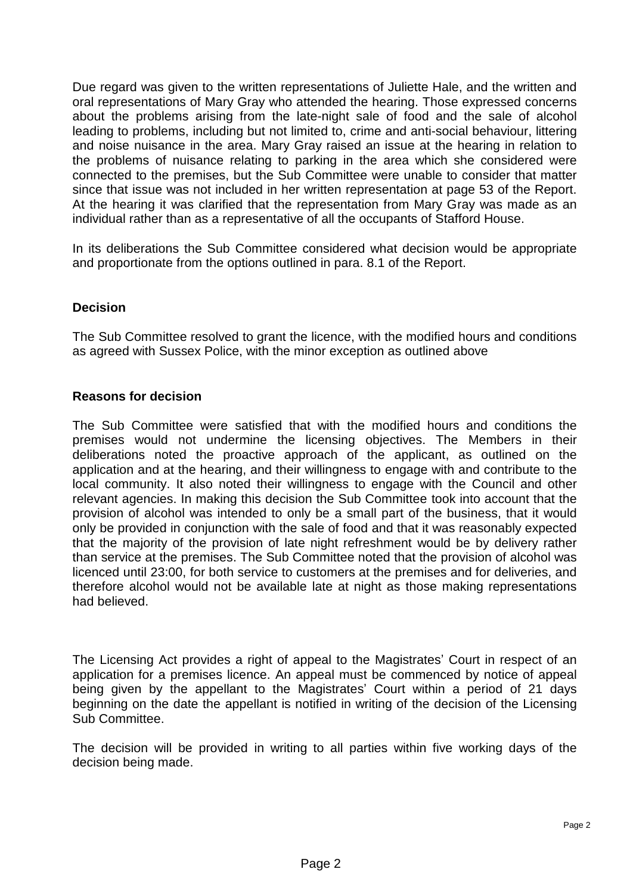Due regard was given to the written representations of Juliette Hale, and the written and oral representations of Mary Gray who attended the hearing. Those expressed concerns about the problems arising from the late-night sale of food and the sale of alcohol leading to problems, including but not limited to, crime and anti-social behaviour, littering and noise nuisance in the area. Mary Gray raised an issue at the hearing in relation to the problems of nuisance relating to parking in the area which she considered were connected to the premises, but the Sub Committee were unable to consider that matter since that issue was not included in her written representation at page 53 of the Report. At the hearing it was clarified that the representation from Mary Gray was made as an individual rather than as a representative of all the occupants of Stafford House.

In its deliberations the Sub Committee considered what decision would be appropriate and proportionate from the options outlined in para. 8.1 of the Report.

**Decision**

The Sub Committee resolved to grant the licence, with the modified hours and conditions as agreed with Sussex Police, with the minor exception as outlined above

**Reasons for decision**

The Sub Committee were satisfied that with the modified hours and conditions the premises would not undermine the licensing objectives. The Members in their deliberations noted the proactive approach of the applicant, as outlined on the application and at the hearing, and their willingness to engage with and contribute to the local community. It also noted their willingness to engage with the Council and other relevant agencies. In making this decision the Sub Committee took into account that the provision of alcohol was intended to only be a small part of the business, that it would only be provided in conjunction with the sale of food and that it was reasonably expected that the majority of the provision of late night refreshment would be by delivery rather than service at the premises. The Sub Committee noted that the provision of alcohol was licenced until 23:00, for both service to customers at the premises and for deliveries, and therefore alcohol would not be available late at night as those making representations had believed.

The Licensing Act provides a right of appeal to the Magistrates' Court in respect of an application for a premises licence. An appeal must be commenced by notice of appeal being given by the appellant to the Magistrates' Court within a period of 21 days beginning on the date the appellant is notified in writing of the decision of the Licensing Sub Committee.

The decision will be provided in writing to all parties within five working days of the decision being made.